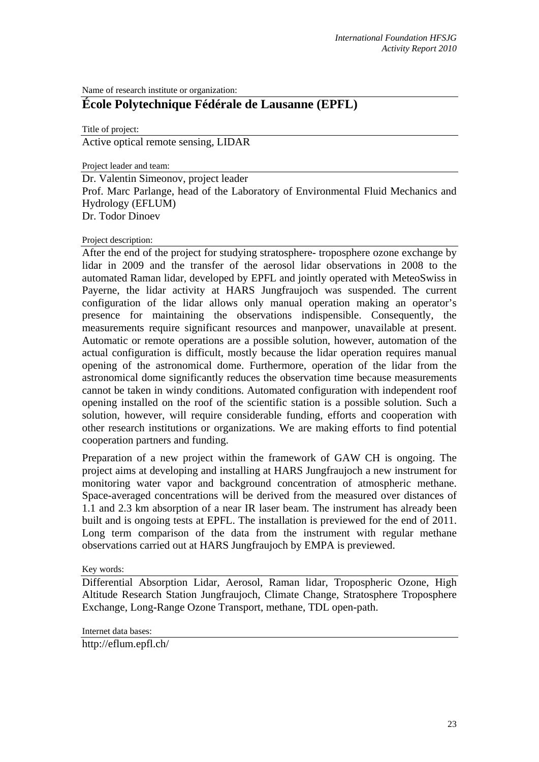Name of research institute or organization:

# École Polytechnique Fédérale de Lausanne (EPFL)

Title of project:

Active optical remote sensing, LIDAR

Project leader and team:

Dr. Valentin Simeonov, project leader
Prof. Marc Parlange, head of the Laboratory of Environmental Fluid Mechanics and Hydrology (EFLUM)
Dr. Todor Dinoev

Project description:

After the end of the project for studying stratosphere- troposphere ozone exchange by lidar in 2009 and the transfer of the aerosol lidar observations in 2008 to the automated Raman lidar, developed by EPFL and jointly operated with MeteoSwiss in Payerne, the lidar activity at HARS Jungfraujoch was suspended. The current configuration of the lidar allows only manual operation making an operator's presence for maintaining the observations indispensible. Consequently, the measurements require significant resources and manpower, unavailable at present. Automatic or remote operations are a possible solution, however, automation of the actual configuration is difficult, mostly because the lidar operation requires manual opening of the astronomical dome. Furthermore, operation of the lidar from the astronomical dome significantly reduces the observation time because measurements cannot be taken in windy conditions. Automated configuration with independent roof opening installed on the roof of the scientific station is a possible solution. Such a solution, however, will require considerable funding, efforts and cooperation with other research institutions or organizations. We are making efforts to find potential cooperation partners and funding.

Preparation of a new project within the framework of GAW CH is ongoing. The project aims at developing and installing at HARS Jungfraujoch a new instrument for monitoring water vapor and background concentration of atmospheric methane. Space-averaged concentrations will be derived from the measured over distances of 1.1 and 2.3 km absorption of a near IR laser beam. The instrument has already been built and is ongoing tests at EPFL. The installation is previewed for the end of 2011. Long term comparison of the data from the instrument with regular methane observations carried out at HARS Jungfraujoch by EMPA is previewed.

Key words:

Differential Absorption Lidar, Aerosol, Raman lidar, Tropospheric Ozone, High Altitude Research Station Jungfraujoch, Climate Change, Stratosphere Troposphere Exchange, Long-Range Ozone Transport, methane, TDL open-path.

Internet data bases:

http://eflum.epfl.ch/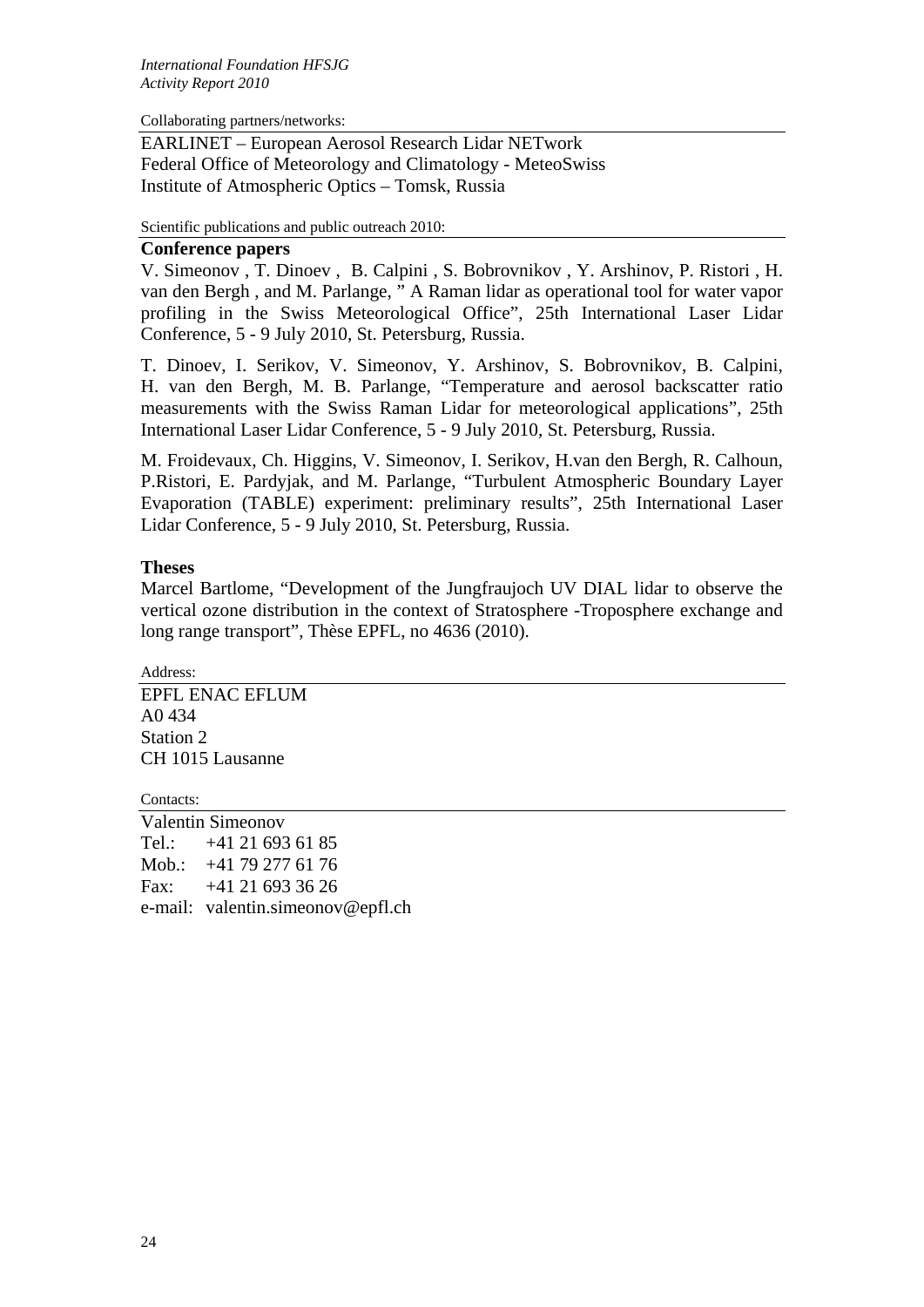Collaborating partners/networks:

EARLINET – European Aerosol Research Lidar NETwork
Federal Office of Meteorology and Climatology - MeteoSwiss
Institute of Atmospheric Optics – Tomsk, Russia

Scientific publications and public outreach 2010:

**Conference papers**

V. Simeonov , T. Dinoev , B. Calpini , S. Bobrovnikov , Y. Arshinov, P. Ristori , H. van den Bergh , and M. Parlange, " A Raman lidar as operational tool for water vapor profiling in the Swiss Meteorological Office", 25th International Laser Lidar Conference, 5 - 9 July 2010, St. Petersburg, Russia.

T. Dinoev, I. Serikov, V. Simeonov, Y. Arshinov, S. Bobrovnikov, B. Calpini, H. van den Bergh, M. B. Parlange, "Temperature and aerosol backscatter ratio measurements with the Swiss Raman Lidar for meteorological applications", 25th International Laser Lidar Conference, 5 - 9 July 2010, St. Petersburg, Russia.

M. Froidevaux, Ch. Higgins, V. Simeonov, I. Serikov, H.van den Bergh, R. Calhoun, P.Ristori, E. Pardyjak, and M. Parlange, "Turbulent Atmospheric Boundary Layer Evaporation (TABLE) experiment: preliminary results", 25th International Laser Lidar Conference, 5 - 9 July 2010, St. Petersburg, Russia.

**Theses**

Marcel Bartlome, "Development of the Jungfraujoch UV DIAL lidar to observe the vertical ozone distribution in the context of Stratosphere -Troposphere exchange and long range transport", Thèse EPFL, no 4636 (2010).

Address:

EPFL ENAC EFLUM
A0 434
Station 2
CH 1015 Lausanne

Contacts:

Valentin Simeonov
Tel.: +41 21 693 61 85
Mob.: +41 79 277 61 76
Fax: +41 21 693 36 26
e-mail: valentin.simeonov@epfl.ch